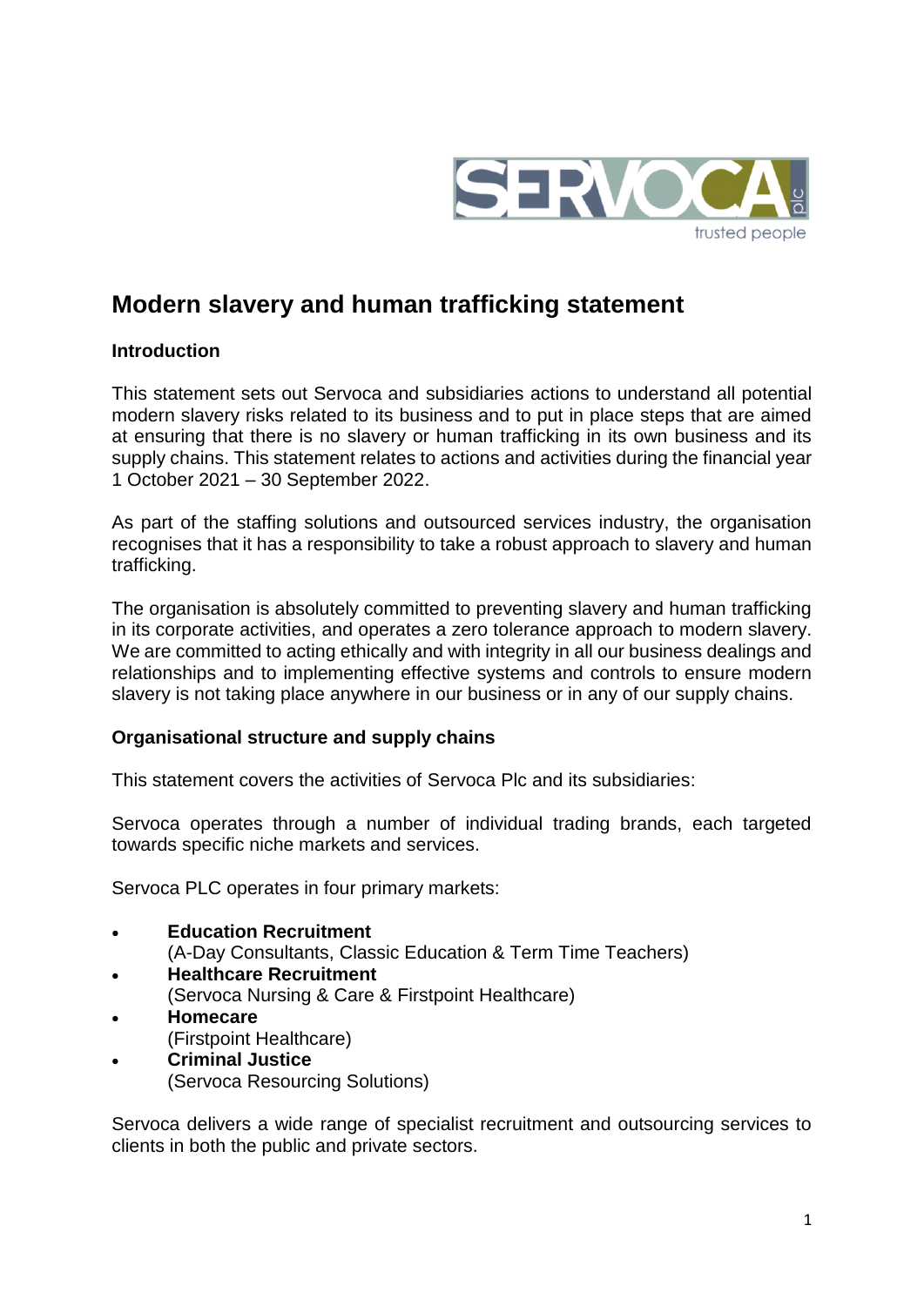# Modern slavery and human trafficking statement

### Introduction

This statement sets out Servoca and subsidiaries actions to understand all potential modern slavery risks related to its business and to put in place steps that are aimed at ensuring that there is no slavery or human trafficking in its own business and its supply chains. This statement relates to actions and activities during the financial year 1 October 2021 – 30 September 2022.

As part of the staffing solutions and outsourced services industry, the organisation recognises that it has a responsibility to take a robust approach to slavery and human trafficking.

The organisation is absolutely committed to preventing slavery and human trafficking in its corporate activities, and operates a zero tolerance approach to modern slavery. We are committed to acting ethically and with integrity in all our business dealings and relationships and to implementing effective systems and controls to ensure modern slavery is not taking place anywhere in our business or in any of our supply chains.

### Organisational structure and supply chains

This statement covers the activities of Servoca Plc and its subsidiaries:

Servoca operates through a number of individual trading brands, each targeted towards specific niche markets and services.

Servoca PLC operates in four primary markets:

- **Education Recruitment**
  (A-Day Consultants, Classic Education & Term Time Teachers)
- **Healthcare Recruitment**
  (Servoca Nursing & Care & Firstpoint Healthcare)
- **Homecare**
  (Firstpoint Healthcare)
- **Criminal Justice**
  (Servoca Resourcing Solutions)

Servoca delivers a wide range of specialist recruitment and outsourcing services to clients in both the public and private sectors.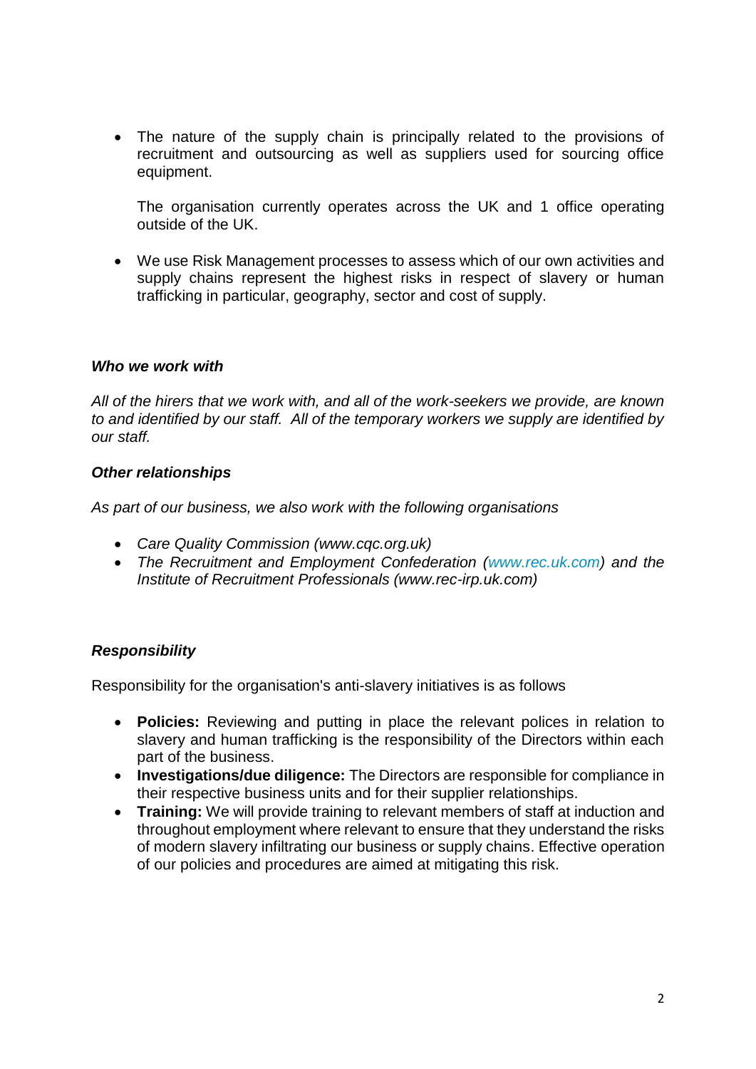- The nature of the supply chain is principally related to the provisions of recruitment and outsourcing as well as suppliers used for sourcing office equipment.

  The organisation currently operates across the UK and 1 office operating outside of the UK.

- We use Risk Management processes to assess which of our own activities and supply chains represent the highest risks in respect of slavery or human trafficking in particular, geography, sector and cost of supply.

***Who we work with***

*All of the hirers that we work with, and all of the work-seekers we provide, are known to and identified by our staff. All of the temporary workers we supply are identified by our staff.*

***Other relationships***

*As part of our business, we also work with the following organisations*

- *Care Quality Commission (www.cqc.org.uk)*
- *The Recruitment and Employment Confederation (www.rec.uk.com) and the Institute of Recruitment Professionals (www.rec-irp.uk.com)*

***Responsibility***

Responsibility for the organisation's anti-slavery initiatives is as follows

- **Policies:** Reviewing and putting in place the relevant polices in relation to slavery and human trafficking is the responsibility of the Directors within each part of the business.
- **Investigations/due diligence:** The Directors are responsible for compliance in their respective business units and for their supplier relationships.
- **Training:** We will provide training to relevant members of staff at induction and throughout employment where relevant to ensure that they understand the risks of modern slavery infiltrating our business or supply chains. Effective operation of our policies and procedures are aimed at mitigating this risk.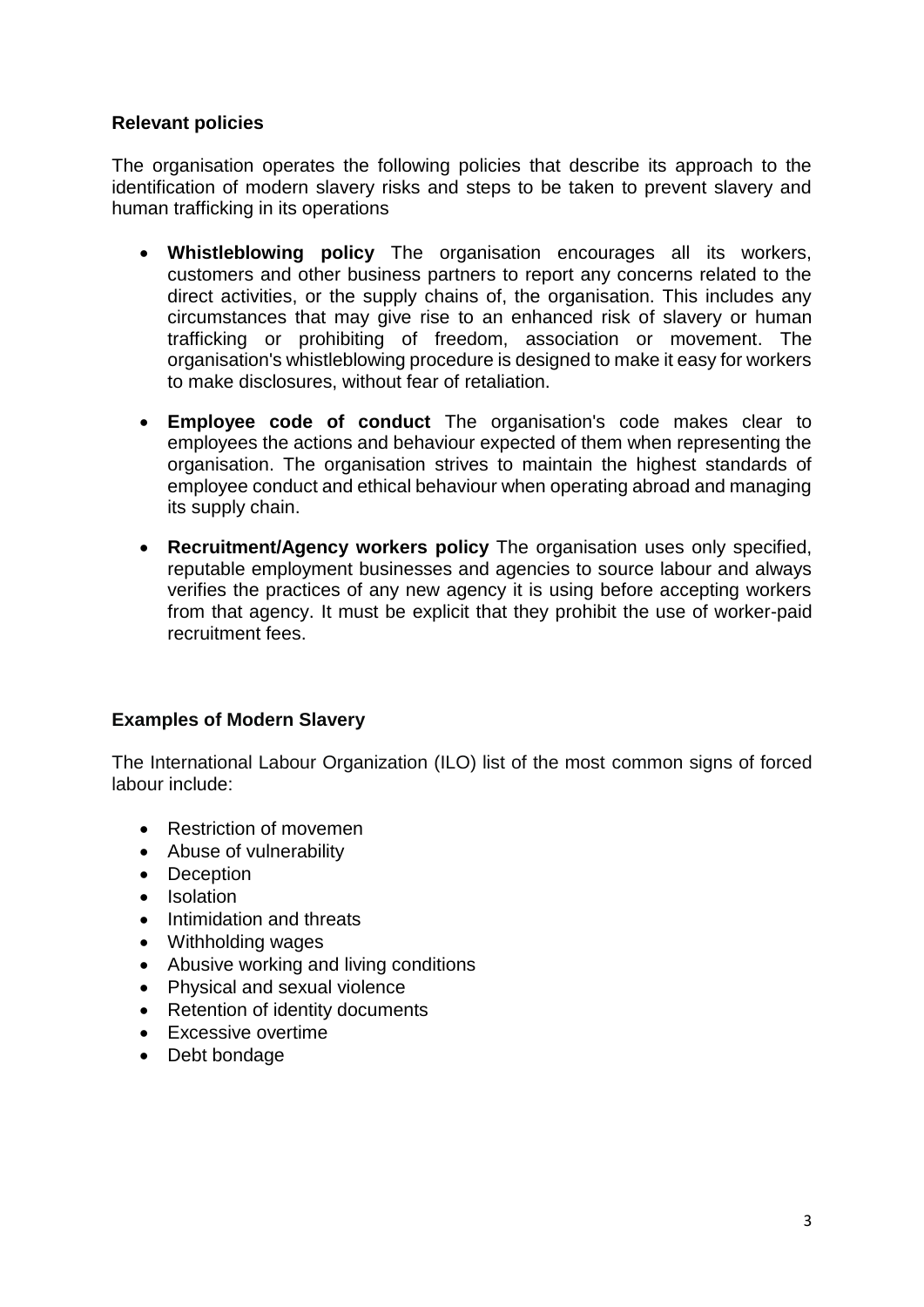## Relevant policies

The organisation operates the following policies that describe its approach to the identification of modern slavery risks and steps to be taken to prevent slavery and human trafficking in its operations

- **Whistleblowing policy** The organisation encourages all its workers, customers and other business partners to report any concerns related to the direct activities, or the supply chains of, the organisation. This includes any circumstances that may give rise to an enhanced risk of slavery or human trafficking or prohibiting of freedom, association or movement. The organisation's whistleblowing procedure is designed to make it easy for workers to make disclosures, without fear of retaliation.

- **Employee code of conduct** The organisation's code makes clear to employees the actions and behaviour expected of them when representing the organisation. The organisation strives to maintain the highest standards of employee conduct and ethical behaviour when operating abroad and managing its supply chain.

- **Recruitment/Agency workers policy** The organisation uses only specified, reputable employment businesses and agencies to source labour and always verifies the practices of any new agency it is using before accepting workers from that agency. It must be explicit that they prohibit the use of worker-paid recruitment fees.

## Examples of Modern Slavery

The International Labour Organization (ILO) list of the most common signs of forced labour include:

- Restriction of movemen
- Abuse of vulnerability
- Deception
- Isolation
- Intimidation and threats
- Withholding wages
- Abusive working and living conditions
- Physical and sexual violence
- Retention of identity documents
- Excessive overtime
- Debt bondage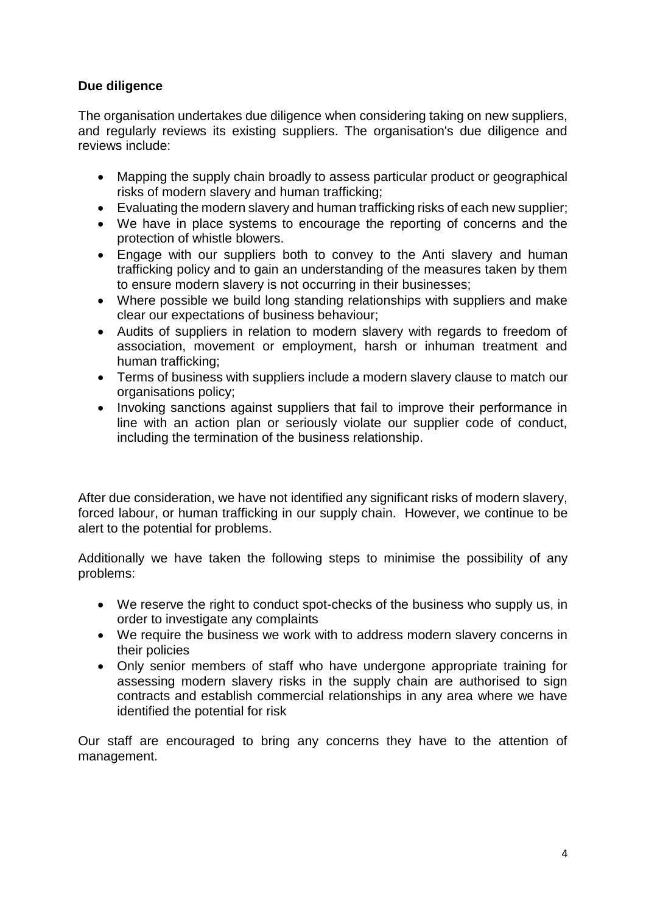## Due diligence

The organisation undertakes due diligence when considering taking on new suppliers, and regularly reviews its existing suppliers. The organisation's due diligence and reviews include:

- Mapping the supply chain broadly to assess particular product or geographical risks of modern slavery and human trafficking;
- Evaluating the modern slavery and human trafficking risks of each new supplier;
- We have in place systems to encourage the reporting of concerns and the protection of whistle blowers.
- Engage with our suppliers both to convey to the Anti slavery and human trafficking policy and to gain an understanding of the measures taken by them to ensure modern slavery is not occurring in their businesses;
- Where possible we build long standing relationships with suppliers and make clear our expectations of business behaviour;
- Audits of suppliers in relation to modern slavery with regards to freedom of association, movement or employment, harsh or inhuman treatment and human trafficking;
- Terms of business with suppliers include a modern slavery clause to match our organisations policy;
- Invoking sanctions against suppliers that fail to improve their performance in line with an action plan or seriously violate our supplier code of conduct, including the termination of the business relationship.

After due consideration, we have not identified any significant risks of modern slavery, forced labour, or human trafficking in our supply chain. However, we continue to be alert to the potential for problems.

Additionally we have taken the following steps to minimise the possibility of any problems:

- We reserve the right to conduct spot-checks of the business who supply us, in order to investigate any complaints
- We require the business we work with to address modern slavery concerns in their policies
- Only senior members of staff who have undergone appropriate training for assessing modern slavery risks in the supply chain are authorised to sign contracts and establish commercial relationships in any area where we have identified the potential for risk

Our staff are encouraged to bring any concerns they have to the attention of management.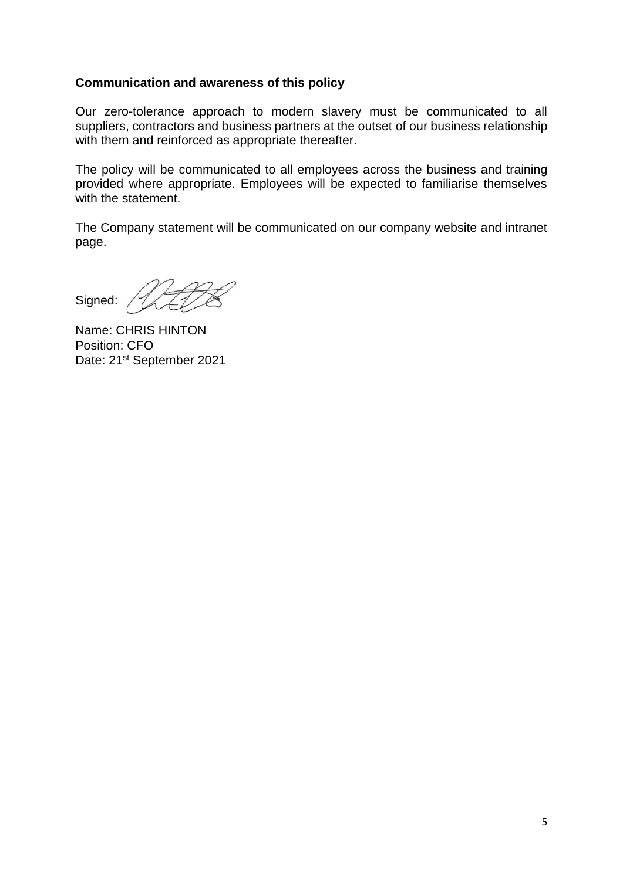**Communication and awareness of this policy**

Our zero-tolerance approach to modern slavery must be communicated to all suppliers, contractors and business partners at the outset of our business relationship with them and reinforced as appropriate thereafter.

The policy will be communicated to all employees across the business and training provided where appropriate. Employees will be expected to familiarise themselves with the statement.

The Company statement will be communicated on our company website and intranet page.

Signed:

Name: CHRIS HINTON
Position: CFO
Date: 21st September 2021